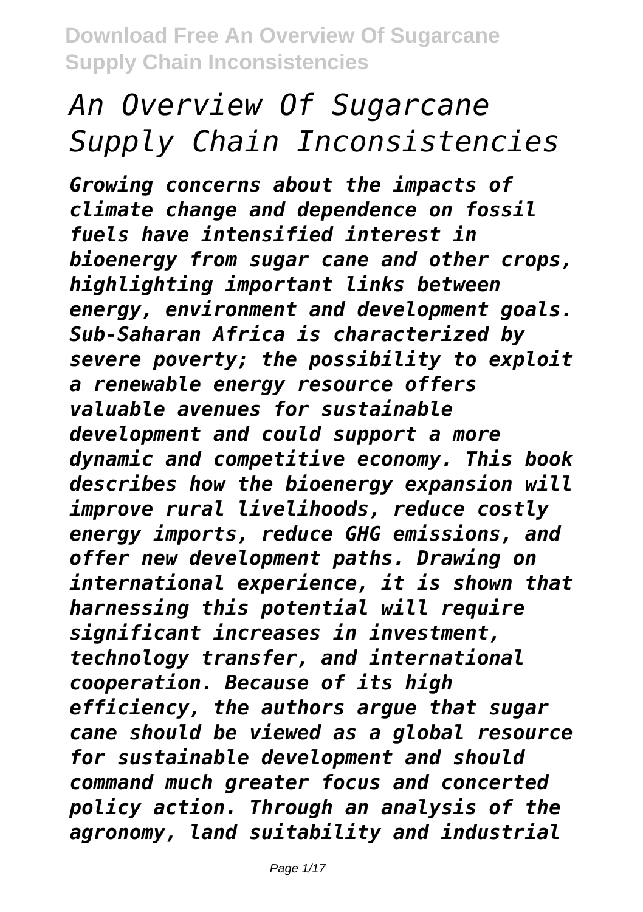# *An Overview Of Sugarcane Supply Chain Inconsistencies*

*Growing concerns about the impacts of climate change and dependence on fossil fuels have intensified interest in bioenergy from sugar cane and other crops, highlighting important links between energy, environment and development goals. Sub-Saharan Africa is characterized by severe poverty; the possibility to exploit a renewable energy resource offers valuable avenues for sustainable development and could support a more dynamic and competitive economy. This book describes how the bioenergy expansion will improve rural livelihoods, reduce costly energy imports, reduce GHG emissions, and offer new development paths. Drawing on international experience, it is shown that harnessing this potential will require significant increases in investment, technology transfer, and international cooperation. Because of its high efficiency, the authors argue that sugar cane should be viewed as a global resource for sustainable development and should command much greater focus and concerted policy action. Through an analysis of the agronomy, land suitability and industrial*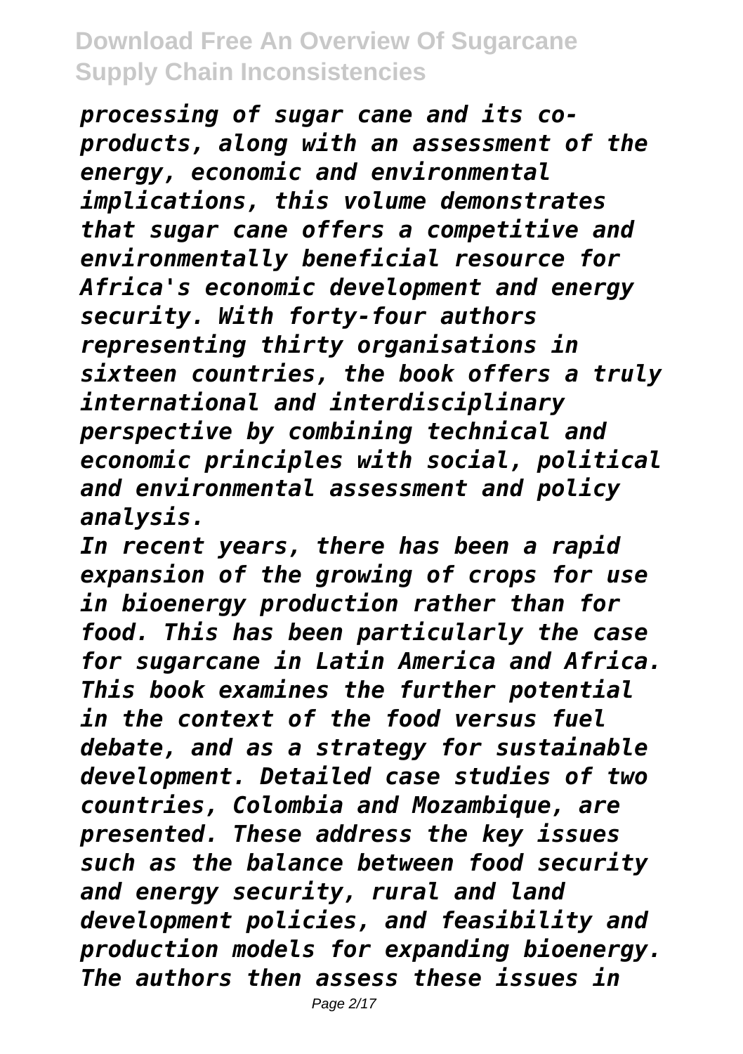*processing of sugar cane and its co-products, along with an assessment of the energy, economic and environmental implications, this volume demonstrates that sugar cane offers a competitive and environmentally beneficial resource for Africa's economic development and energy security. With forty-four authors representing thirty organisations in sixteen countries, the book offers a truly international and interdisciplinary perspective by combining technical and economic principles with social, political and environmental assessment and policy analysis.*

*In recent years, there has been a rapid expansion of the growing of crops for use in bioenergy production rather than for food. This has been particularly the case for sugarcane in Latin America and Africa. This book examines the further potential in the context of the food versus fuel debate, and as a strategy for sustainable development. Detailed case studies of two countries, Colombia and Mozambique, are presented. These address the key issues such as the balance between food security and energy security, rural and land development policies, and feasibility and production models for expanding bioenergy. The authors then assess these issues in*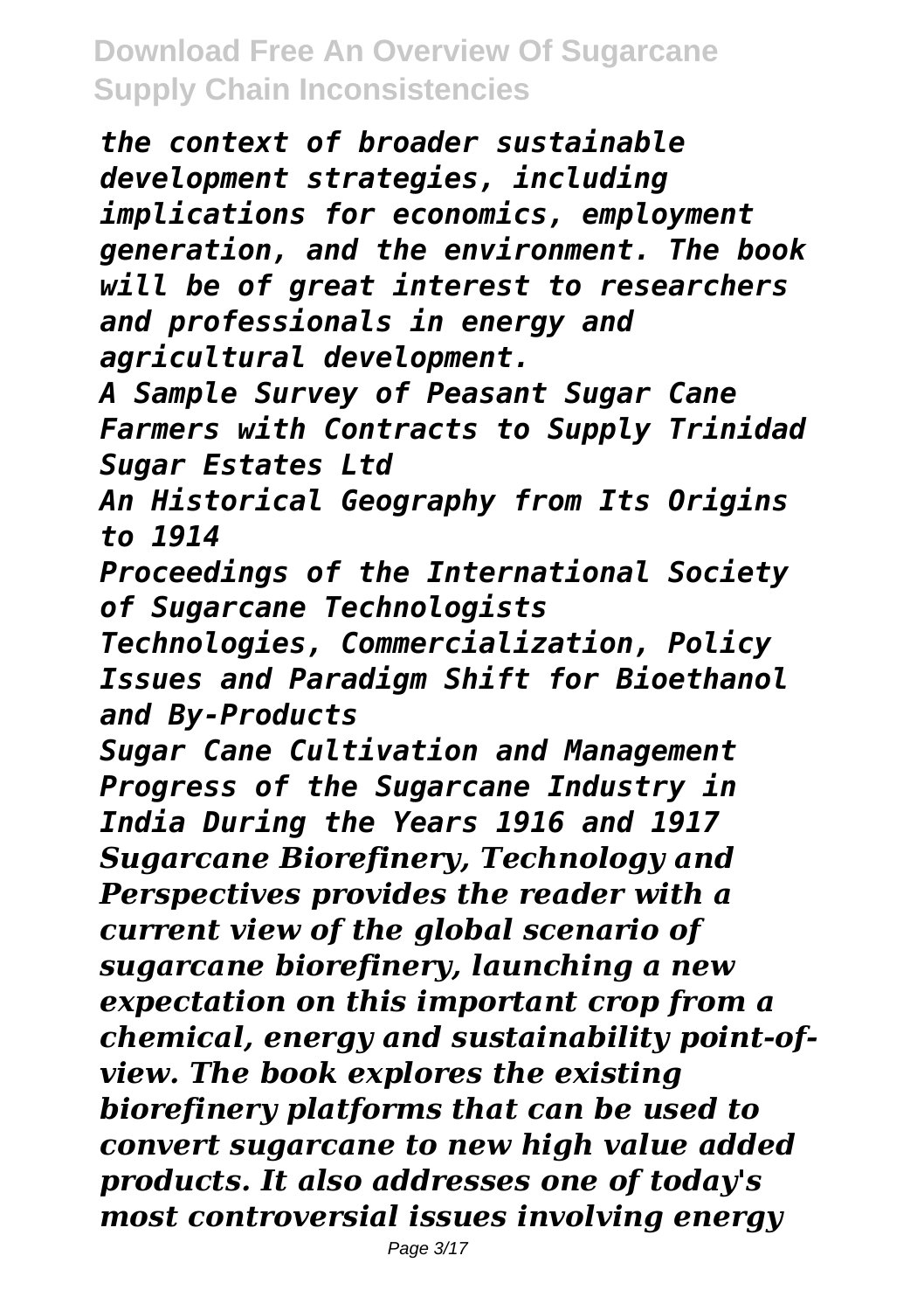*the context of broader sustainable development strategies, including implications for economics, employment generation, and the environment. The book will be of great interest to researchers and professionals in energy and agricultural development.*

*A Sample Survey of Peasant Sugar Cane Farmers with Contracts to Supply Trinidad Sugar Estates Ltd*

*An Historical Geography from Its Origins to 1914*

*Proceedings of the International Society of Sugarcane Technologists*

*Technologies, Commercialization, Policy Issues and Paradigm Shift for Bioethanol and By-Products*

*Sugar Cane Cultivation and Management*

*Progress of the Sugarcane Industry in India During the Years 1916 and 1917*

*Sugarcane Biorefinery, Technology and Perspectives provides the reader with a current view of the global scenario of sugarcane biorefinery, launching a new expectation on this important crop from a chemical, energy and sustainability point-of-view. The book explores the existing biorefinery platforms that can be used to convert sugarcane to new high value added products. It also addresses one of today's most controversial issues involving energy*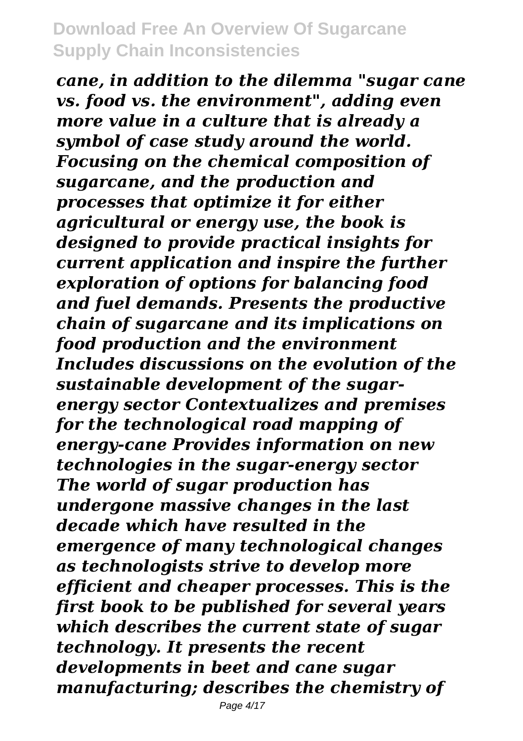*cane, in addition to the dilemma "sugar cane vs. food vs. the environment", adding even more value in a culture that is already a symbol of case study around the world. Focusing on the chemical composition of sugarcane, and the production and processes that optimize it for either agricultural or energy use, the book is designed to provide practical insights for current application and inspire the further exploration of options for balancing food and fuel demands. Presents the productive chain of sugarcane and its implications on food production and the environment Includes discussions on the evolution of the sustainable development of the sugar-energy sector Contextualizes and premises for the technological road mapping of energy-cane Provides information on new technologies in the sugar-energy sector The world of sugar production has undergone massive changes in the last decade which have resulted in the emergence of many technological changes as technologists strive to develop more efficient and cheaper processes. This is the first book to be published for several years which describes the current state of sugar technology. It presents the recent developments in beet and cane sugar manufacturing; describes the chemistry of*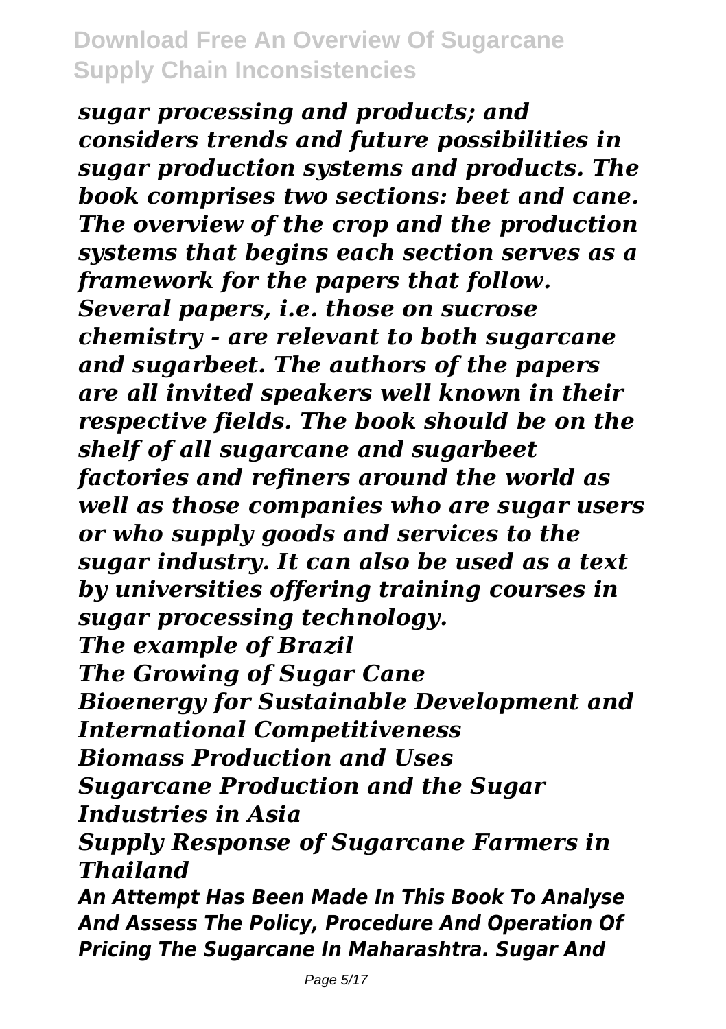*sugar processing and products; and considers trends and future possibilities in sugar production systems and products. The book comprises two sections: beet and cane. The overview of the crop and the production systems that begins each section serves as a framework for the papers that follow. Several papers, i.e. those on sucrose chemistry - are relevant to both sugarcane and sugarbeet. The authors of the papers are all invited speakers well known in their respective fields. The book should be on the shelf of all sugarcane and sugarbeet factories and refiners around the world as well as those companies who are sugar users or who supply goods and services to the sugar industry. It can also be used as a text by universities offering training courses in sugar processing technology.*

*The example of Brazil*

*The Growing of Sugar Cane*

*Bioenergy for Sustainable Development and International Competitiveness*

*Biomass Production and Uses*

*Sugarcane Production and the Sugar Industries in Asia*

*Supply Response of Sugarcane Farmers in Thailand*

***An Attempt Has Been Made In This Book To Analyse And Assess The Policy, Procedure And Operation Of Pricing The Sugarcane In Maharashtra. Sugar And***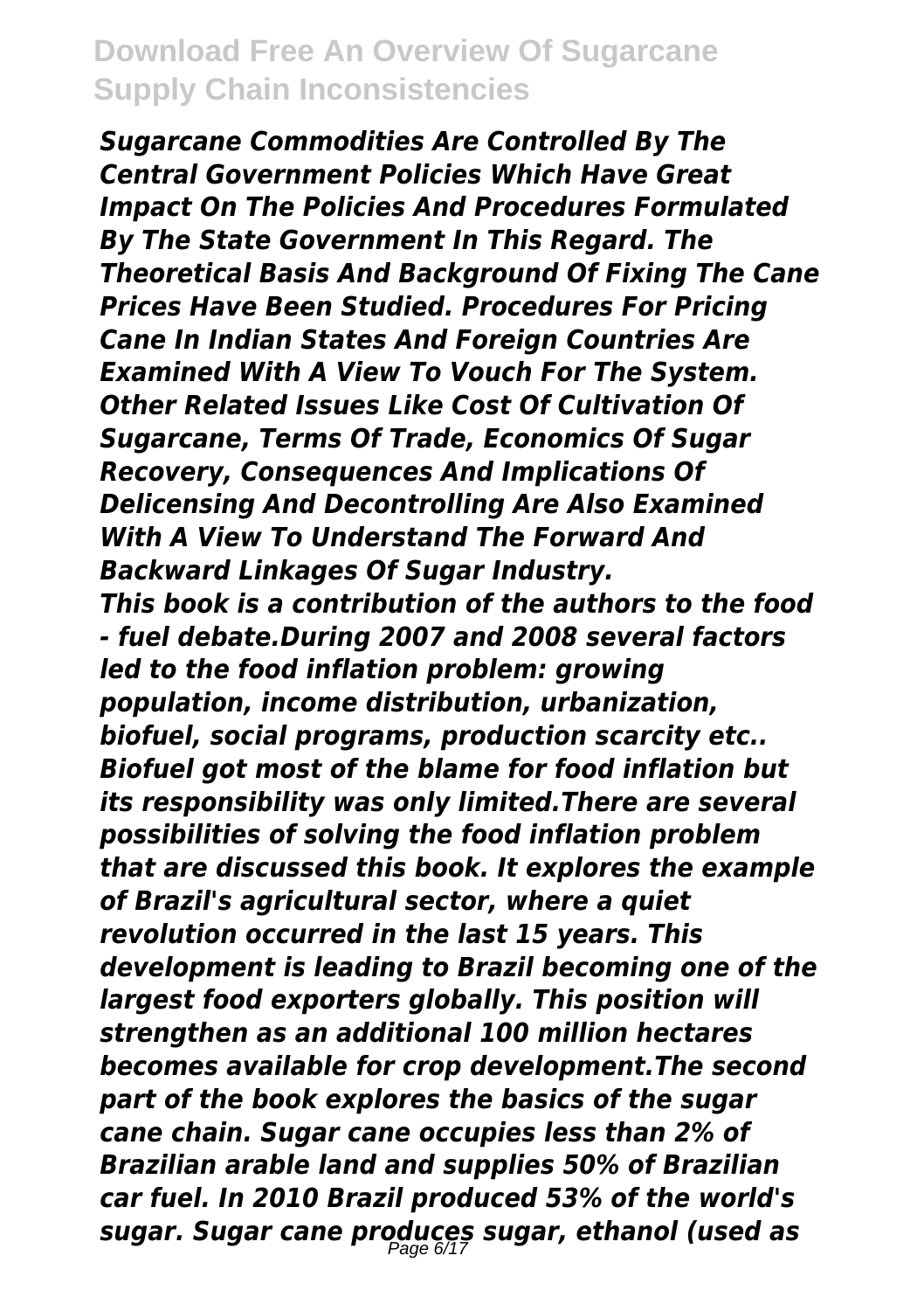*Sugarcane Commodities Are Controlled By The Central Government Policies Which Have Great Impact On The Policies And Procedures Formulated By The State Government In This Regard. The Theoretical Basis And Background Of Fixing The Cane Prices Have Been Studied. Procedures For Pricing Cane In Indian States And Foreign Countries Are Examined With A View To Vouch For The System. Other Related Issues Like Cost Of Cultivation Of Sugarcane, Terms Of Trade, Economics Of Sugar Recovery, Consequences And Implications Of Delicensing And Decontrolling Are Also Examined With A View To Understand The Forward And Backward Linkages Of Sugar Industry.*

*This book is a contribution of the authors to the food - fuel debate.During 2007 and 2008 several factors led to the food inflation problem: growing population, income distribution, urbanization, biofuel, social programs, production scarcity etc.. Biofuel got most of the blame for food inflation but its responsibility was only limited.There are several possibilities of solving the food inflation problem that are discussed this book. It explores the example of Brazil's agricultural sector, where a quiet revolution occurred in the last 15 years. This development is leading to Brazil becoming one of the largest food exporters globally. This position will strengthen as an additional 100 million hectares becomes available for crop development.The second part of the book explores the basics of the sugar cane chain. Sugar cane occupies less than 2% of Brazilian arable land and supplies 50% of Brazilian car fuel. In 2010 Brazil produced 53% of the world's sugar. Sugar cane produces sugar, ethanol (used as*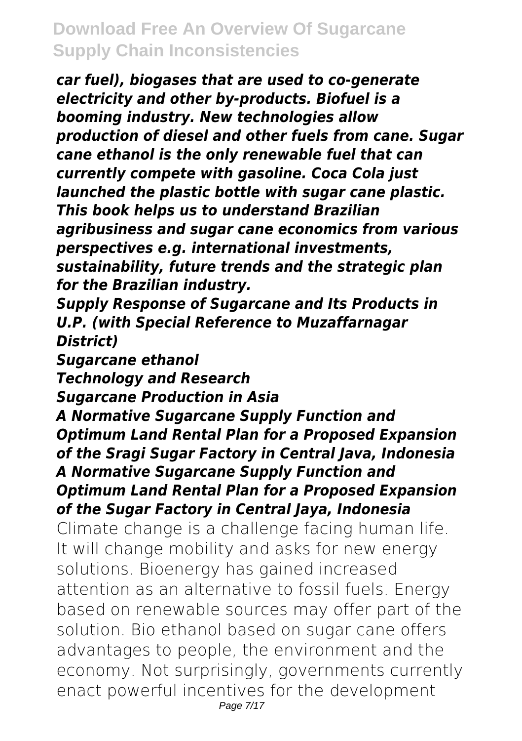*car fuel), biogases that are used to co-generate electricity and other by-products. Biofuel is a booming industry. New technologies allow production of diesel and other fuels from cane. Sugar cane ethanol is the only renewable fuel that can currently compete with gasoline. Coca Cola just launched the plastic bottle with sugar cane plastic. This book helps us to understand Brazilian agribusiness and sugar cane economics from various perspectives e.g. international investments, sustainability, future trends and the strategic plan for the Brazilian industry.*

***Supply Response of Sugarcane and Its Products in U.P. (with Special Reference to Muzaffarnagar District)***

***Sugarcane ethanol***

***Technology and Research***

***Sugarcane Production in Asia***

***A Normative Sugarcane Supply Function and Optimum Land Rental Plan for a Proposed Expansion of the Sragi Sugar Factory in Central Java, Indonesia***

***A Normative Sugarcane Supply Function and Optimum Land Rental Plan for a Proposed Expansion of the Sugar Factory in Central Jaya, Indonesia***

Climate change is a challenge facing human life. It will change mobility and asks for new energy solutions. Bioenergy has gained increased attention as an alternative to fossil fuels. Energy based on renewable sources may offer part of the solution. Bio ethanol based on sugar cane offers advantages to people, the environment and the economy. Not surprisingly, governments currently enact powerful incentives for the development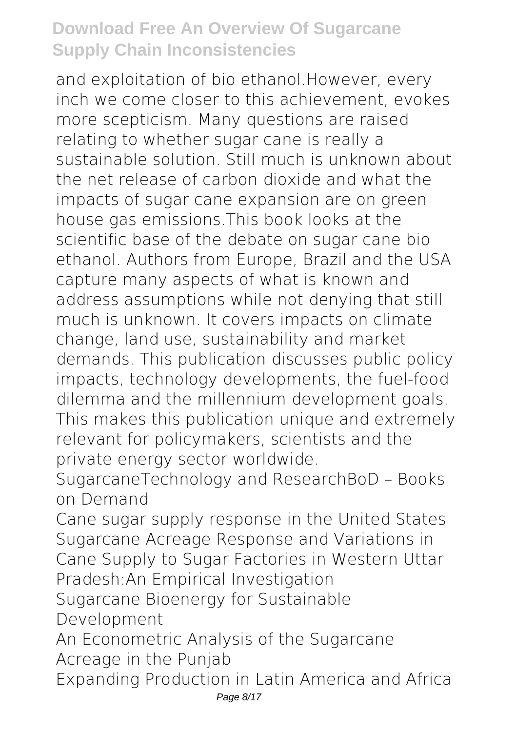and exploitation of bio ethanol.However, every inch we come closer to this achievement, evokes more scepticism. Many questions are raised relating to whether sugar cane is really a sustainable solution. Still much is unknown about the net release of carbon dioxide and what the impacts of sugar cane expansion are on green house gas emissions.This book looks at the scientific base of the debate on sugar cane bio ethanol. Authors from Europe, Brazil and the USA capture many aspects of what is known and address assumptions while not denying that still much is unknown. It covers impacts on climate change, land use, sustainability and market demands. This publication discusses public policy impacts, technology developments, the fuel-food dilemma and the millennium development goals. This makes this publication unique and extremely relevant for policymakers, scientists and the private energy sector worldwide.

SugarcaneTechnology and ResearchBoD – Books on Demand

Cane sugar supply response in the United States

Sugarcane Acreage Response and Variations in Cane Supply to Sugar Factories in Western Uttar Pradesh:An Empirical Investigation

Sugarcane Bioenergy for Sustainable Development

An Econometric Analysis of the Sugarcane Acreage in the Punjab

Expanding Production in Latin America and Africa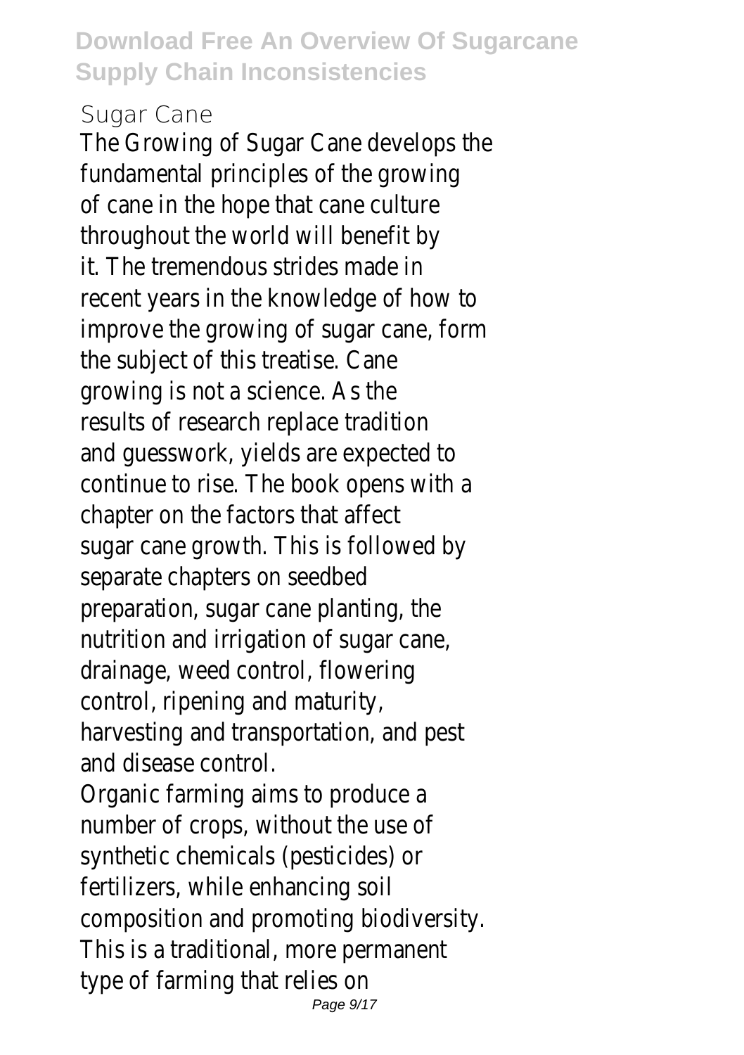## Sugar Cane

The Growing of Sugar Cane develops the fundamental principles of the growing of cane in the hope that cane culture throughout the world will benefit by it. The tremendous strides made in recent years in the knowledge of how to improve the growing of sugar cane, form the subject of this treatise. Cane growing is not a science. As the results of research replace tradition and guesswork, yields are expected to continue to rise. The book opens with a chapter on the factors that affect sugar cane growth. This is followed by separate chapters on seedbed preparation, sugar cane planting, the nutrition and irrigation of sugar cane, drainage, weed control, flowering control, ripening and maturity, harvesting and transportation, and pest and disease control.

Organic farming aims to produce a number of crops, without the use of synthetic chemicals (pesticides) or fertilizers, while enhancing soil composition and promoting biodiversity. This is a traditional, more permanent type of farming that relies on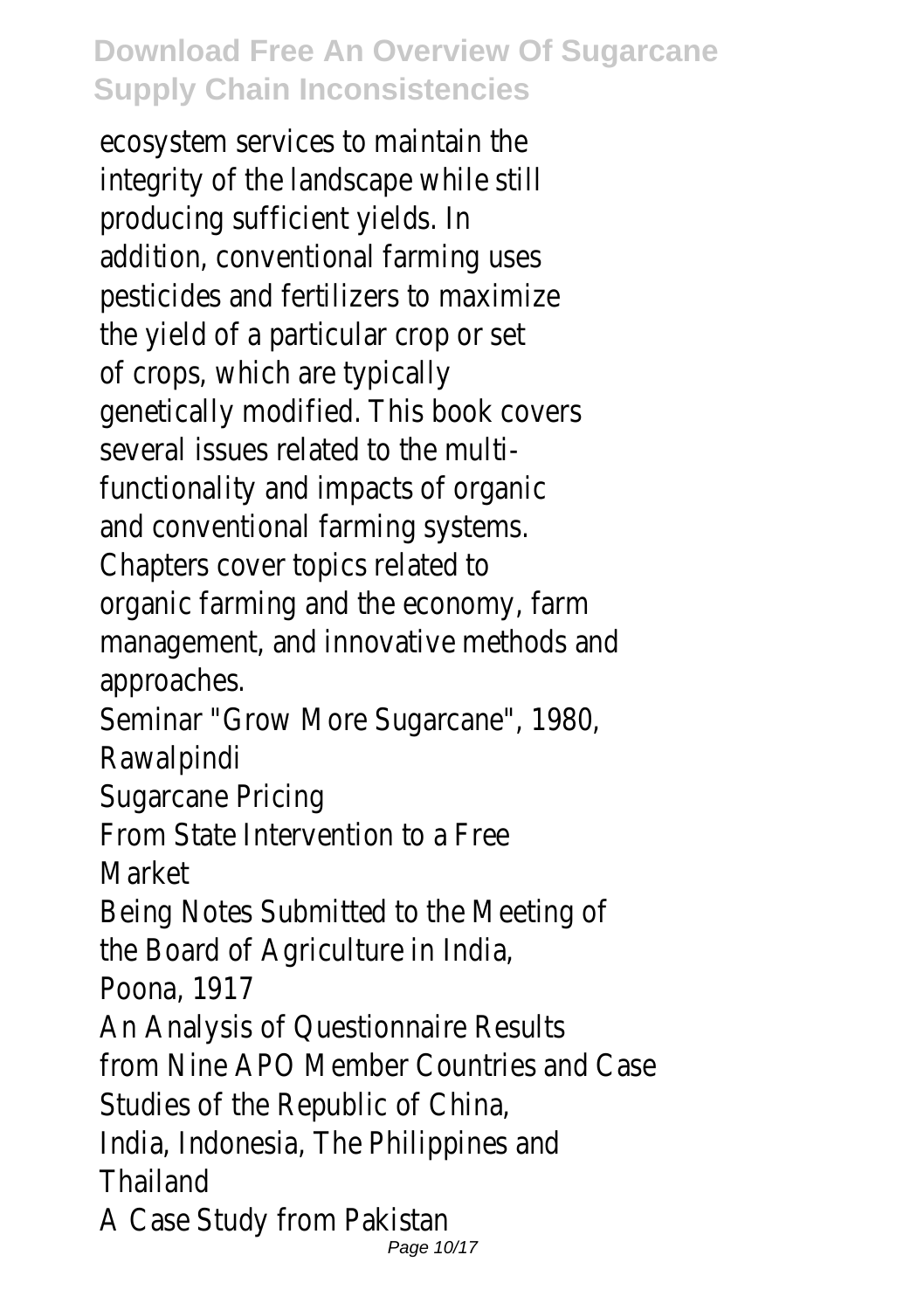ecosystem services to maintain the integrity of the landscape while still producing sufficient yields. In addition, conventional farming uses pesticides and fertilizers to maximize the yield of a particular crop or set of crops, which are typically genetically modified. This book covers several issues related to the multi-functionality and impacts of organic and conventional farming systems. Chapters cover topics related to organic farming and the economy, farm management, and innovative methods and approaches.

Seminar "Grow More Sugarcane", 1980, Rawalpindi

Sugarcane Pricing

From State Intervention to a Free Market

Being Notes Submitted to the Meeting of the Board of Agriculture in India, Poona, 1917

An Analysis of Questionnaire Results from Nine APO Member Countries and Case Studies of the Republic of China, India, Indonesia, The Philippines and Thailand

A Case Study from Pakistan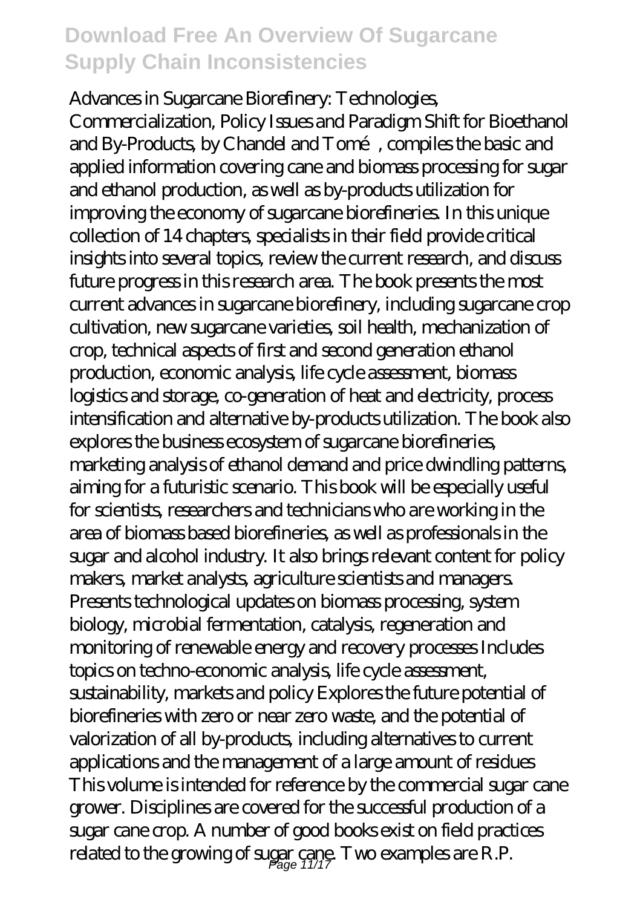Advances in Sugarcane Biorefinery: Technologies, Commercialization, Policy Issues and Paradigm Shift for Bioethanol and By-Products, by Chandel and Tomé, compiles the basic and applied information covering cane and biomass processing for sugar and ethanol production, as well as by-products utilization for improving the economy of sugarcane biorefineries. In this unique collection of 14 chapters, specialists in their field provide critical insights into several topics, review the current research, and discuss future progress in this research area. The book presents the most current advances in sugarcane biorefinery, including sugarcane crop cultivation, new sugarcane varieties, soil health, mechanization of crop, technical aspects of first and second generation ethanol production, economic analysis, life cycle assessment, biomass logistics and storage, co-generation of heat and electricity, process intensification and alternative by-products utilization. The book also explores the business ecosystem of sugarcane biorefineries, marketing analysis of ethanol demand and price dwindling patterns, aiming for a futuristic scenario. This book will be especially useful for scientists, researchers and technicians who are working in the area of biomass based biorefineries, as well as professionals in the sugar and alcohol industry. It also brings relevant content for policy makers, market analysts, agriculture scientists and managers. Presents technological updates on biomass processing, system biology, microbial fermentation, catalysis, regeneration and monitoring of renewable energy and recovery processes Includes topics on techno-economic analysis, life cycle assessment, sustainability, markets and policy Explores the future potential of biorefineries with zero or near zero waste, and the potential of valorization of all by-products, including alternatives to current applications and the management of a large amount of residues This volume is intended for reference by the commercial sugar cane grower. Disciplines are covered for the successful production of a sugar cane crop. A number of good books exist on field practices related to the growing of sugar cane. Two examples are R.P.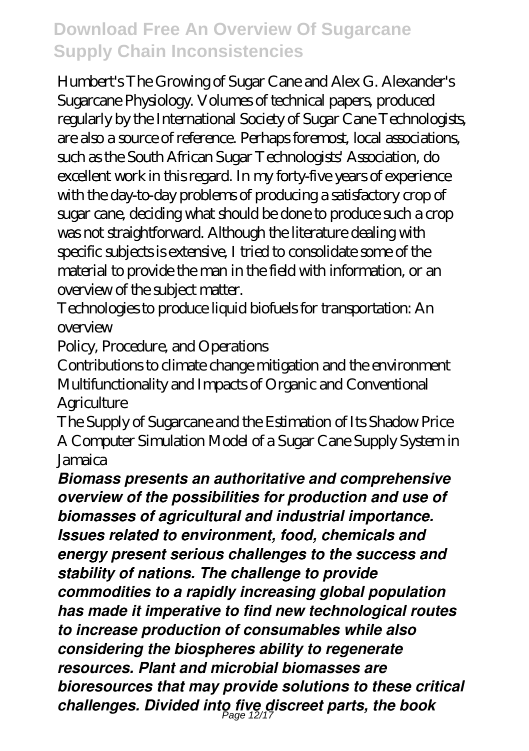Humbert's The Growing of Sugar Cane and Alex G. Alexander's Sugarcane Physiology. Volumes of technical papers, produced regularly by the International Society of Sugar Cane Technologists, are also a source of reference. Perhaps foremost, local associations, such as the South African Sugar Technologists' Association, do excellent work in this regard. In my forty-five years of experience with the day-to-day problems of producing a satisfactory crop of sugar cane, deciding what should be done to produce such a crop was not straightforward. Although the literature dealing with specific subjects is extensive, I tried to consolidate some of the material to provide the man in the field with information, or an overview of the subject matter.

Technologies to produce liquid biofuels for transportation: An overview

Policy, Procedure, and Operations

Contributions to climate change mitigation and the environment

Multifunctionality and Impacts of Organic and Conventional Agriculture

The Supply of Sugarcane and the Estimation of Its Shadow Price

A Computer Simulation Model of a Sugar Cane Supply System in Jamaica

***Biomass presents an authoritative and comprehensive overview of the possibilities for production and use of biomasses of agricultural and industrial importance. Issues related to environment, food, chemicals and energy present serious challenges to the success and stability of nations. The challenge to provide commodities to a rapidly increasing global population has made it imperative to find new technological routes to increase production of consumables while also considering the biospheres ability to regenerate resources. Plant and microbial biomasses are bioresources that may provide solutions to these critical challenges. Divided into five discreet parts, the book***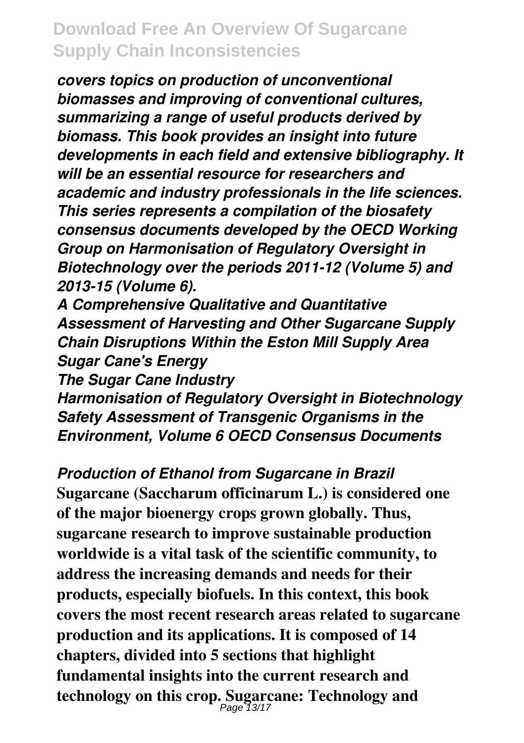*covers topics on production of unconventional biomasses and improving of conventional cultures, summarizing a range of useful products derived by biomass. This book provides an insight into future developments in each field and extensive bibliography. It will be an essential resource for researchers and academic and industry professionals in the life sciences. This series represents a compilation of the biosafety consensus documents developed by the OECD Working Group on Harmonisation of Regulatory Oversight in Biotechnology over the periods 2011-12 (Volume 5) and 2013-15 (Volume 6).*

*A Comprehensive Qualitative and Quantitative Assessment of Harvesting and Other Sugarcane Supply Chain Disruptions Within the Eston Mill Supply Area*

*Sugar Cane's Energy*

*The Sugar Cane Industry*

*Harmonisation of Regulatory Oversight in Biotechnology Safety Assessment of Transgenic Organisms in the Environment, Volume 6 OECD Consensus Documents*

*Production of Ethanol from Sugarcane in Brazil*

**Sugarcane (Saccharum officinarum L.) is considered one of the major bioenergy crops grown globally. Thus, sugarcane research to improve sustainable production worldwide is a vital task of the scientific community, to address the increasing demands and needs for their products, especially biofuels. In this context, this book covers the most recent research areas related to sugarcane production and its applications. It is composed of 14 chapters, divided into 5 sections that highlight fundamental insights into the current research and technology on this crop. Sugarcane: Technology and**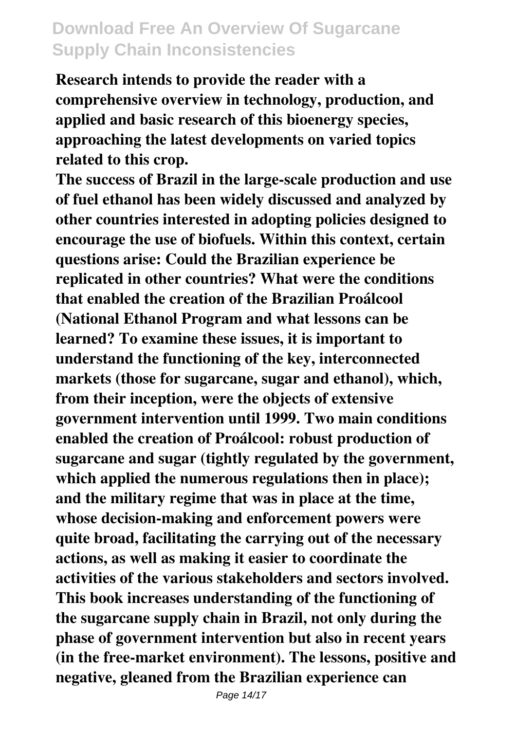**Research intends to provide the reader with a comprehensive overview in technology, production, and applied and basic research of this bioenergy species, approaching the latest developments on varied topics related to this crop.**

**The success of Brazil in the large-scale production and use of fuel ethanol has been widely discussed and analyzed by other countries interested in adopting policies designed to encourage the use of biofuels. Within this context, certain questions arise: Could the Brazilian experience be replicated in other countries? What were the conditions that enabled the creation of the Brazilian Proálcool (National Ethanol Program and what lessons can be learned? To examine these issues, it is important to understand the functioning of the key, interconnected markets (those for sugarcane, sugar and ethanol), which, from their inception, were the objects of extensive government intervention until 1999. Two main conditions enabled the creation of Proálcool: robust production of sugarcane and sugar (tightly regulated by the government, which applied the numerous regulations then in place); and the military regime that was in place at the time, whose decision-making and enforcement powers were quite broad, facilitating the carrying out of the necessary actions, as well as making it easier to coordinate the activities of the various stakeholders and sectors involved. This book increases understanding of the functioning of the sugarcane supply chain in Brazil, not only during the phase of government intervention but also in recent years (in the free-market environment). The lessons, positive and negative, gleaned from the Brazilian experience can**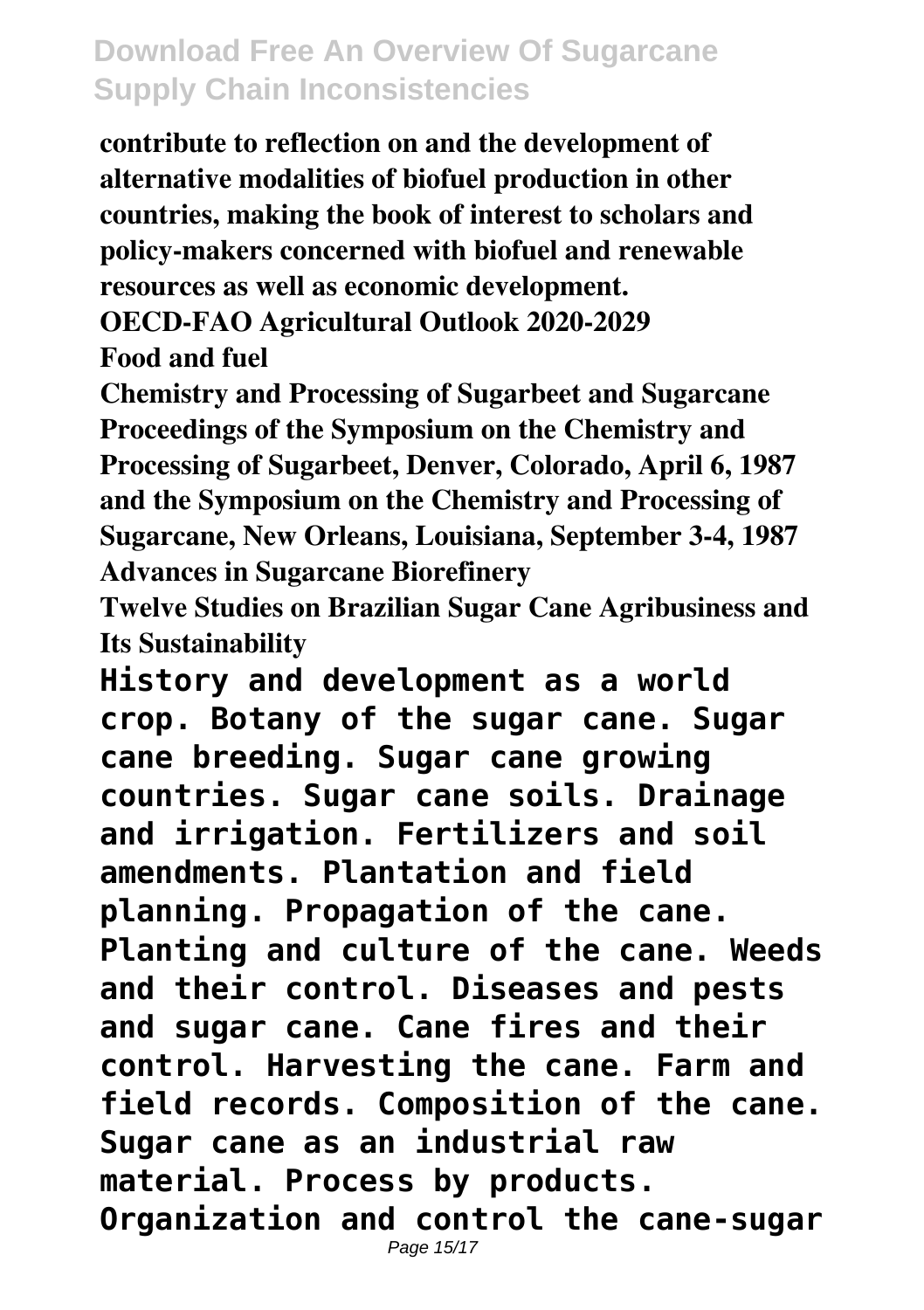**contribute to reflection on and the development of alternative modalities of biofuel production in other countries, making the book of interest to scholars and policy-makers concerned with biofuel and renewable resources as well as economic development.**

**OECD-FAO Agricultural Outlook 2020-2029**

**Food and fuel**

**Chemistry and Processing of Sugarbeet and Sugarcane**

**Proceedings of the Symposium on the Chemistry and Processing of Sugarbeet, Denver, Colorado, April 6, 1987 and the Symposium on the Chemistry and Processing of Sugarcane, New Orleans, Louisiana, September 3-4, 1987**

**Advances in Sugarcane Biorefinery**

**Twelve Studies on Brazilian Sugar Cane Agribusiness and Its Sustainability**

**History and development as a world crop. Botany of the sugar cane. Sugar cane breeding. Sugar cane growing countries. Sugar cane soils. Drainage and irrigation. Fertilizers and soil amendments. Plantation and field planning. Propagation of the cane. Planting and culture of the cane. Weeds and their control. Diseases and pests and sugar cane. Cane fires and their control. Harvesting the cane. Farm and field records. Composition of the cane. Sugar cane as an industrial raw material. Process by products. Organization and control the cane-sugar**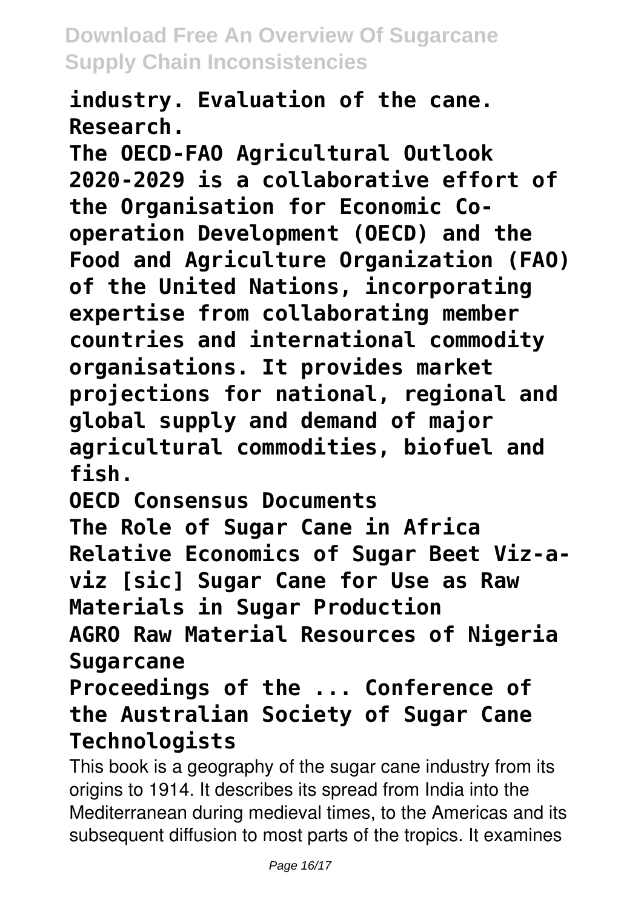**industry. Evaluation of the cane. Research.**

**The OECD-FAO Agricultural Outlook 2020-2029 is a collaborative effort of the Organisation for Economic Co-operation Development (OECD) and the Food and Agriculture Organization (FAO) of the United Nations, incorporating expertise from collaborating member countries and international commodity organisations. It provides market projections for national, regional and global supply and demand of major agricultural commodities, biofuel and fish.**

**OECD Consensus Documents**

**The Role of Sugar Cane in Africa**

**Relative Economics of Sugar Beet Viz-a-viz [sic] Sugar Cane for Use as Raw Materials in Sugar Production**

**AGRO Raw Material Resources of Nigeria Sugarcane**

**Proceedings of the ... Conference of the Australian Society of Sugar Cane Technologists**

This book is a geography of the sugar cane industry from its origins to 1914. It describes its spread from India into the Mediterranean during medieval times, to the Americas and its subsequent diffusion to most parts of the tropics. It examines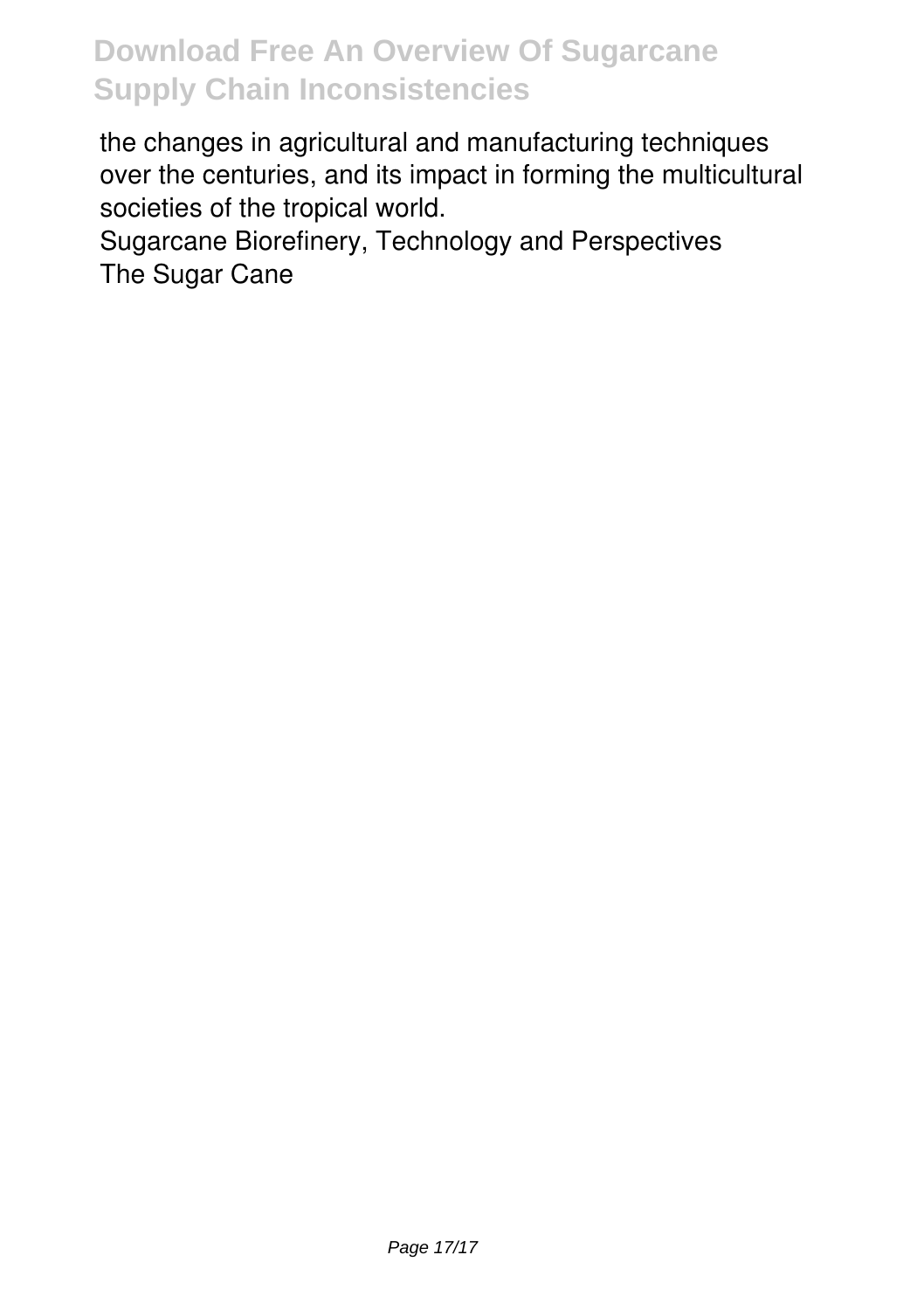the changes in agricultural and manufacturing techniques over the centuries, and its impact in forming the multicultural societies of the tropical world.

Sugarcane Biorefinery, Technology and Perspectives

The Sugar Cane